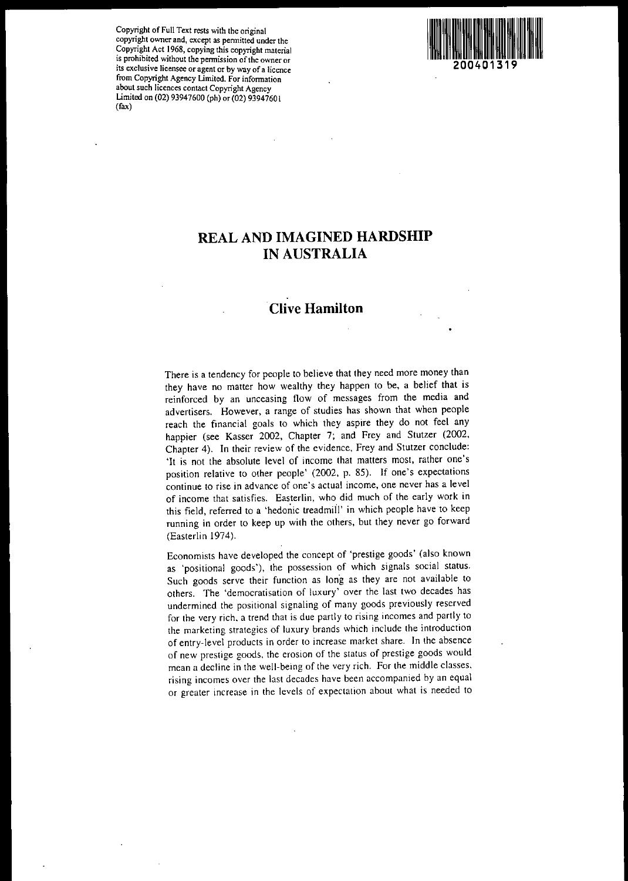Copyright of Full Text rests with the original copyright owner and, except as permitted under the Copyright Act 1968, copying this copyright material is prohibited without the permission of the owner or its exclusive licensee or agent or by way of a licence from Copyright Agency Limited. For information about such licences contact Copyright Agency Limited on (02) 93947600 (ph) or (02) 93947601 (fax)

200401319

# REAL AND IMAGINED HARDSHIP IN AUSTRALIA

## Clive Hamilton

There is a tendency for people to believe that they need more money than they have no matter how wealthy they happen to be, a belief that is reinforced by an unceasing flow of messages from the media and advertisers. However, a range of studies has shown that when people reach the financial goals to which they aspire they do not feel any happier (see Kasser 2002, Chapter 7; and Frey and Stutzer (2002, Chapter 4). In their review of the evidence, Frey and Stutzer conclude: 'It is not the absolute level of income that matters most, rather one's position relative to other people' (2002, p. 85). If one's expectations continue to rise in advance of one's actual income, one never has a level of income that satisfies. Easterlin, who did much of the early work in this field, referred to a 'hedonic treadmill' in which people have to keep running in order to keep up with the others, but they never go forward (Easterlin 1974).

Economists have developed the concept of 'prestige goods' (also known as 'positional goods'), the possession of which signals social status. Such goods serve their function as long as they are not available to others. The 'democratisation of luxury' over the last two decades has undermined the positional signaling of many goods previously reserved for the very rich, a trend that is due partly to rising incomes and partly to the marketing strategies of luxury brands which include the introduction of entry-level products in order to increase market share. In the absence of new prestige goods, the erosion of the status of prestige goods would mean a decline in the well-being of the very rich. For the middle classes, rising incomes over the last decades have been accompanied by an equal or greater increase in the levels of expectation about what is needed to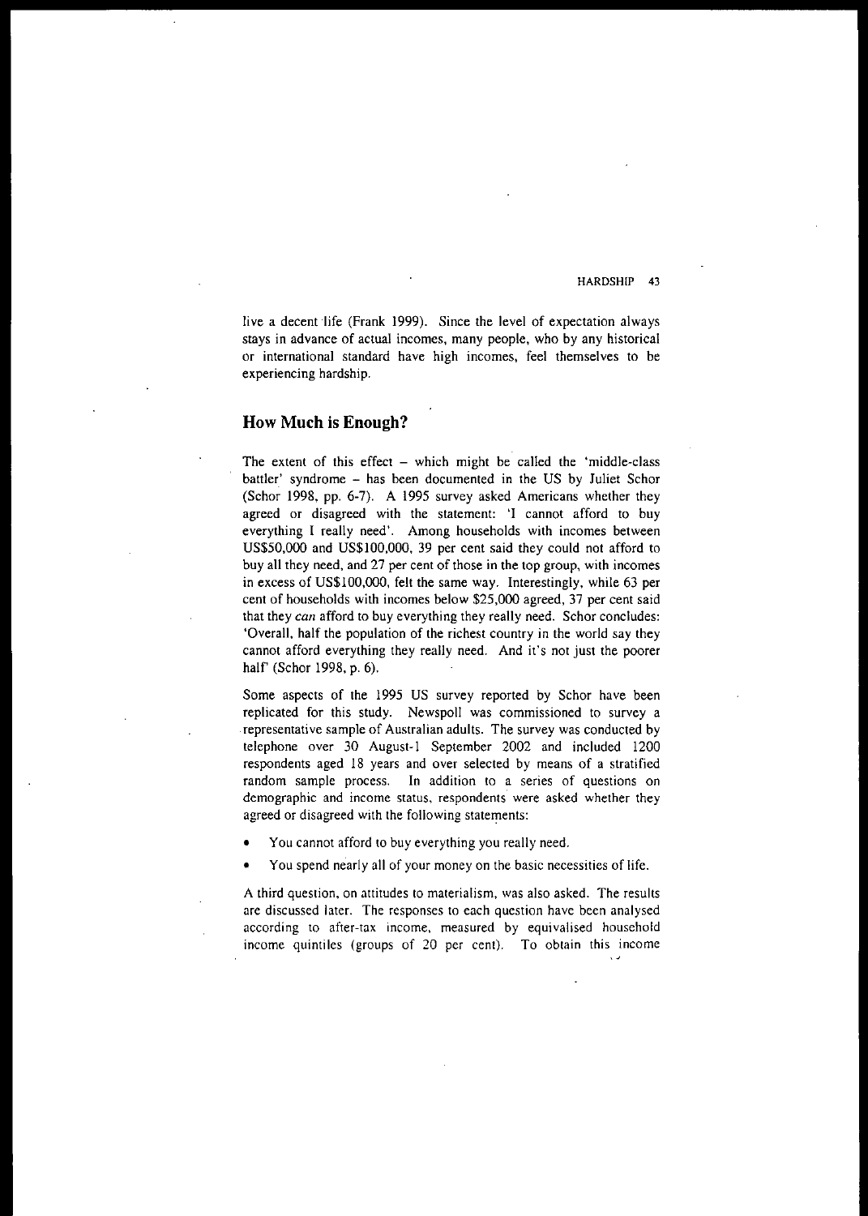live a decent life (Frank 1999). Since the level of expectation always stays in advance of actual incomes, many people, who by any historical or international standard have high incomes, feel themselves to be experiencing hardship.

## How Much is Enough?

The extent of this effect – which might be called the 'middle-class battler' syndrome – has been documented in the US by Juliet Schor (Schor 1998, pp. 6-7). A 1995 survey asked Americans whether they agreed or disagreed with the statement: 'I cannot afford to buy everything I really need'. Among households with incomes between US$50,000 and US$100,000, 39 per cent said they could not afford to buy all they need, and 27 per cent of those in the top group, with incomes in excess of US$100,000, felt the same way. Interestingly, while 63 per cent of households with incomes below $25,000 agreed, 37 per cent said that they *can* afford to buy everything they really need. Schor concludes: 'Overall, half the population of the richest country in the world say they cannot afford everything they really need. And it's not just the poorer half' (Schor 1998, p. 6).

Some aspects of the 1995 US survey reported by Schor have been replicated for this study. Newspoll was commissioned to survey a representative sample of Australian adults. The survey was conducted by telephone over 30 August-1 September 2002 and included 1200 respondents aged 18 years and over selected by means of a stratified random sample process. In addition to a series of questions on demographic and income status, respondents were asked whether they agreed or disagreed with the following statements:

- You cannot afford to buy everything you really need.
- You spend nearly all of your money on the basic necessities of life.

A third question, on attitudes to materialism, was also asked. The results are discussed later. The responses to each question have been analysed according to after-tax income, measured by equivalised household income quintiles (groups of 20 per cent). To obtain this income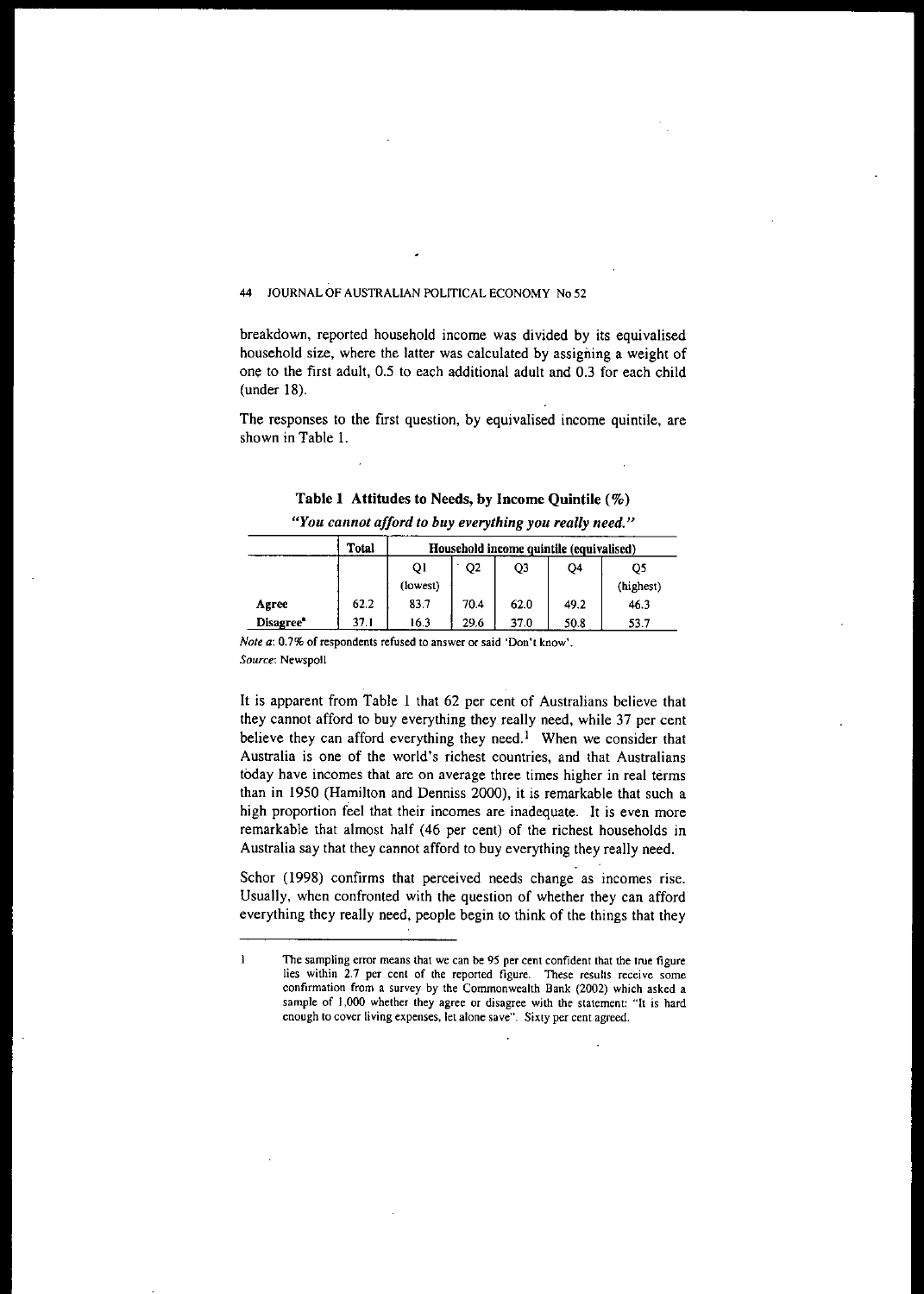breakdown, reported household income was divided by its equivalised household size, where the latter was calculated by assigning a weight of one to the first adult, 0.5 to each additional adult and 0.3 for each child (under 18).

The responses to the first question, by equivalised income quintile, are shown in Table 1.

**Table 1 Attitudes to Needs, by Income Quintile (%)**

*"You cannot afford to buy everything you really need."*

| | Total | Household income quintile (equivalised) | | | | |
|---|---|---|---|---|---|---|
| | | Q1 (lowest) | Q2 | Q3 | Q4 | Q5 (highest) |
| **Agree** | 62.2 | 83.7 | 70.4 | 62.0 | 49.2 | 46.3 |
| **Disagree**[a] | 37.1 | 16.3 | 29.6 | 37.0 | 50.8 | 53.7 |

*Note a*: 0.7% of respondents refused to answer or said 'Don't know'.
*Source*: Newspoll

It is apparent from Table 1 that 62 per cent of Australians believe that they cannot afford to buy everything they really need, while 37 per cent believe they can afford everything they need.[1] When we consider that Australia is one of the world's richest countries, and that Australians today have incomes that are on average three times higher in real terms than in 1950 (Hamilton and Denniss 2000), it is remarkable that such a high proportion feel that their incomes are inadequate. It is even more remarkable that almost half (46 per cent) of the richest households in Australia say that they cannot afford to buy everything they really need.

Schor (1998) confirms that perceived needs change as incomes rise. Usually, when confronted with the question of whether they can afford everything they really need, people begin to think of the things that they

---

1 The sampling error means that we can be 95 per cent confident that the true figure lies within 2.7 per cent of the reported figure. These results receive some confirmation from a survey by the Commonwealth Bank (2002) which asked a sample of 1,000 whether they agree or disagree with the statement: "It is hard enough to cover living expenses, let alone save". Sixty per cent agreed.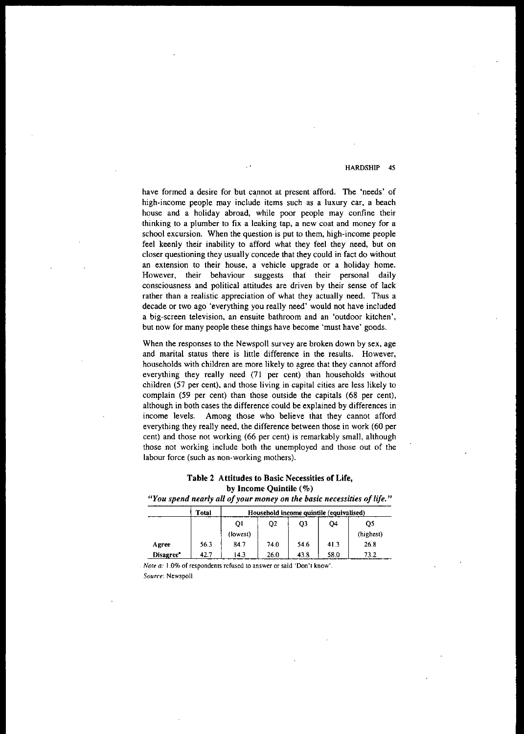have formed a desire for but cannot at present afford. The 'needs' of high-income people may include items such as a luxury car, a beach house and a holiday abroad, while poor people may confine their thinking to a plumber to fix a leaking tap, a new coat and money for a school excursion. When the question is put to them, high-income people feel keenly their inability to afford what they feel they need, but on closer questioning they usually concede that they could in fact do without an extension to their house, a vehicle upgrade or a holiday home. However, their behaviour suggests that their personal daily consciousness and political attitudes are driven by their sense of lack rather than a realistic appreciation of what they actually need. Thus a decade or two ago 'everything you really need' would not have included a big-screen television, an ensuite bathroom and an 'outdoor kitchen', but now for many people these things have become 'must have' goods.

When the responses to the Newspoll survey are broken down by sex, age and marital status there is little difference in the results. However, households with children are more likely to agree that they cannot afford everything they really need (71 per cent) than households without children (57 per cent), and those living in capital cities are less likely to complain (59 per cent) than those outside the capitals (68 per cent), although in both cases the difference could be explained by differences in income levels. Among those who believe that they cannot afford everything they really need, the difference between those in work (60 per cent) and those not working (66 per cent) is remarkably small, although those not working include both the unemployed and those out of the labour force (such as non-working mothers).

**Table 2 Attitudes to Basic Necessities of Life, by Income Quintile (%)**

*"You spend nearly all of your money on the basic necessities of life."*

| | Total | Household income quintile (equivalised) | | | | |
|---|---|---|---|---|---|---|
| | | Q1 (lowest) | Q2 | Q3 | Q4 | Q5 (highest) |
| **Agree** | 56.3 | 84.7 | 74.0 | 54.6 | 41.3 | 26.8 |
| **Disagree**[a] | 42.7 | 14.3 | 26.0 | 43.8 | 58.0 | 73.2 |

*Note a:* 1.0% of respondents refused to answer or said 'Don't know'.

*Source:* Newspoll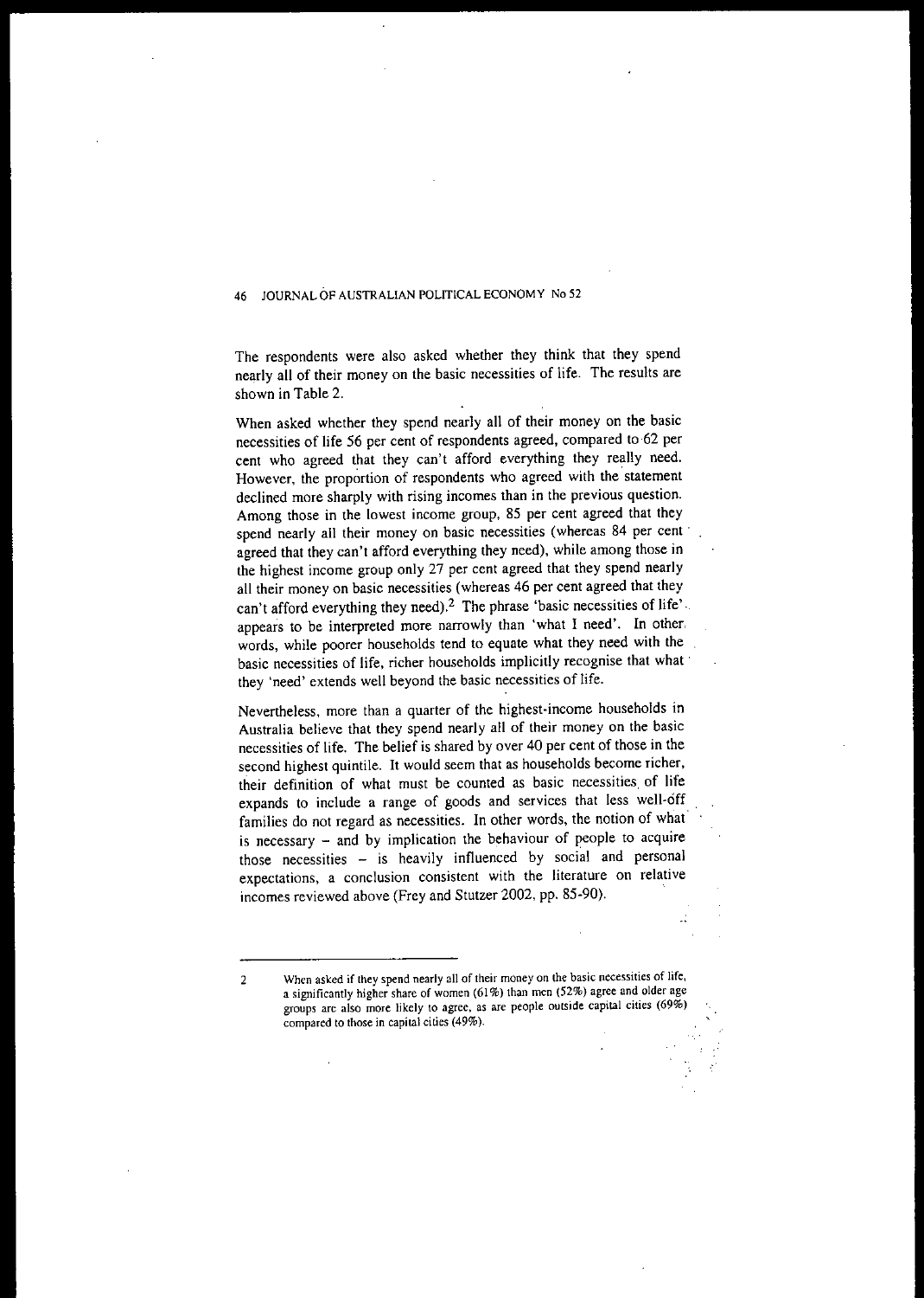The respondents were also asked whether they think that they spend nearly all of their money on the basic necessities of life. The results are shown in Table 2.

When asked whether they spend nearly all of their money on the basic necessities of life 56 per cent of respondents agreed, compared to 62 per cent who agreed that they can't afford everything they really need. However, the proportion of respondents who agreed with the statement declined more sharply with rising incomes than in the previous question. Among those in the lowest income group, 85 per cent agreed that they spend nearly all their money on basic necessities (whereas 84 per cent agreed that they can't afford everything they need), while among those in the highest income group only 27 per cent agreed that they spend nearly all their money on basic necessities (whereas 46 per cent agreed that they can't afford everything they need).[2] The phrase 'basic necessities of life' appears to be interpreted more narrowly than 'what I need'. In other words, while poorer households tend to equate what they need with the basic necessities of life, richer households implicitly recognise that what they 'need' extends well beyond the basic necessities of life.

Nevertheless, more than a quarter of the highest-income households in Australia believe that they spend nearly all of their money on the basic necessities of life. The belief is shared by over 40 per cent of those in the second highest quintile. It would seem that as households become richer, their definition of what must be counted as basic necessities of life expands to include a range of goods and services that less well-off families do not regard as necessities. In other words, the notion of what is necessary – and by implication the behaviour of people to acquire those necessities – is heavily influenced by social and personal expectations, a conclusion consistent with the literature on relative incomes reviewed above (Frey and Stutzer 2002, pp. 85-90).

---

2 When asked if they spend nearly all of their money on the basic necessities of life, a significantly higher share of women (61%) than men (52%) agree and older age groups are also more likely to agree, as are people outside capital cities (69%) compared to those in capital cities (49%).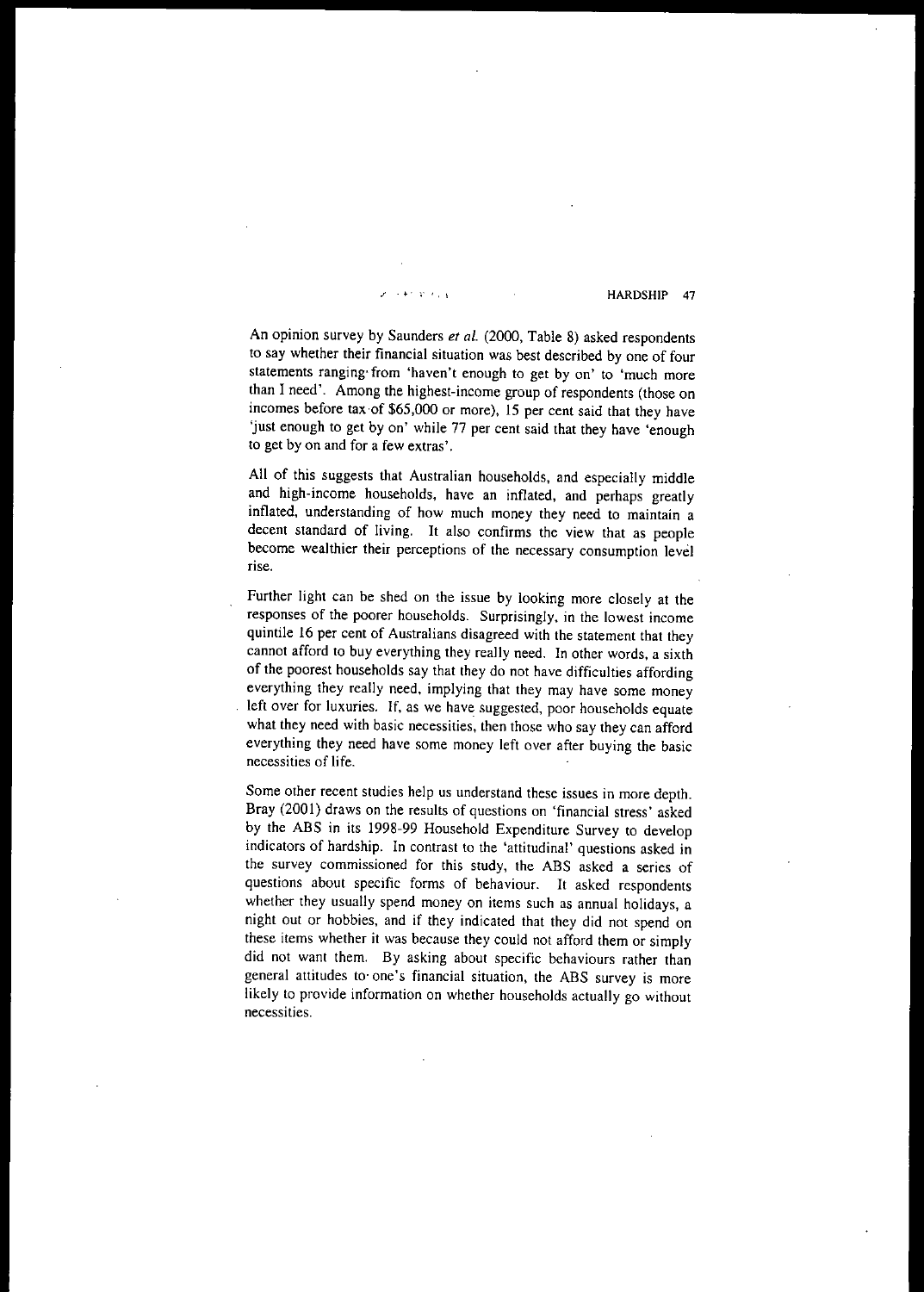An opinion survey by Saunders *et al.* (2000, Table 8) asked respondents to say whether their financial situation was best described by one of four statements ranging from 'haven't enough to get by on' to 'much more than I need'. Among the highest-income group of respondents (those on incomes before tax of $65,000 or more), 15 per cent said that they have 'just enough to get by on' while 77 per cent said that they have 'enough to get by on and for a few extras'.

All of this suggests that Australian households, and especially middle and high-income households, have an inflated, and perhaps greatly inflated, understanding of how much money they need to maintain a decent standard of living. It also confirms the view that as people become wealthier their perceptions of the necessary consumption level rise.

Further light can be shed on the issue by looking more closely at the responses of the poorer households. Surprisingly, in the lowest income quintile 16 per cent of Australians disagreed with the statement that they cannot afford to buy everything they really need. In other words, a sixth of the poorest households say that they do not have difficulties affording everything they really need, implying that they may have some money left over for luxuries. If, as we have suggested, poor households equate what they need with basic necessities, then those who say they can afford everything they need have some money left over after buying the basic necessities of life.

Some other recent studies help us understand these issues in more depth. Bray (2001) draws on the results of questions on 'financial stress' asked by the ABS in its 1998-99 Household Expenditure Survey to develop indicators of hardship. In contrast to the 'attitudinal' questions asked in the survey commissioned for this study, the ABS asked a series of questions about specific forms of behaviour. It asked respondents whether they usually spend money on items such as annual holidays, a night out or hobbies, and if they indicated that they did not spend on these items whether it was because they could not afford them or simply did not want them. By asking about specific behaviours rather than general attitudes to one's financial situation, the ABS survey is more likely to provide information on whether households actually go without necessities.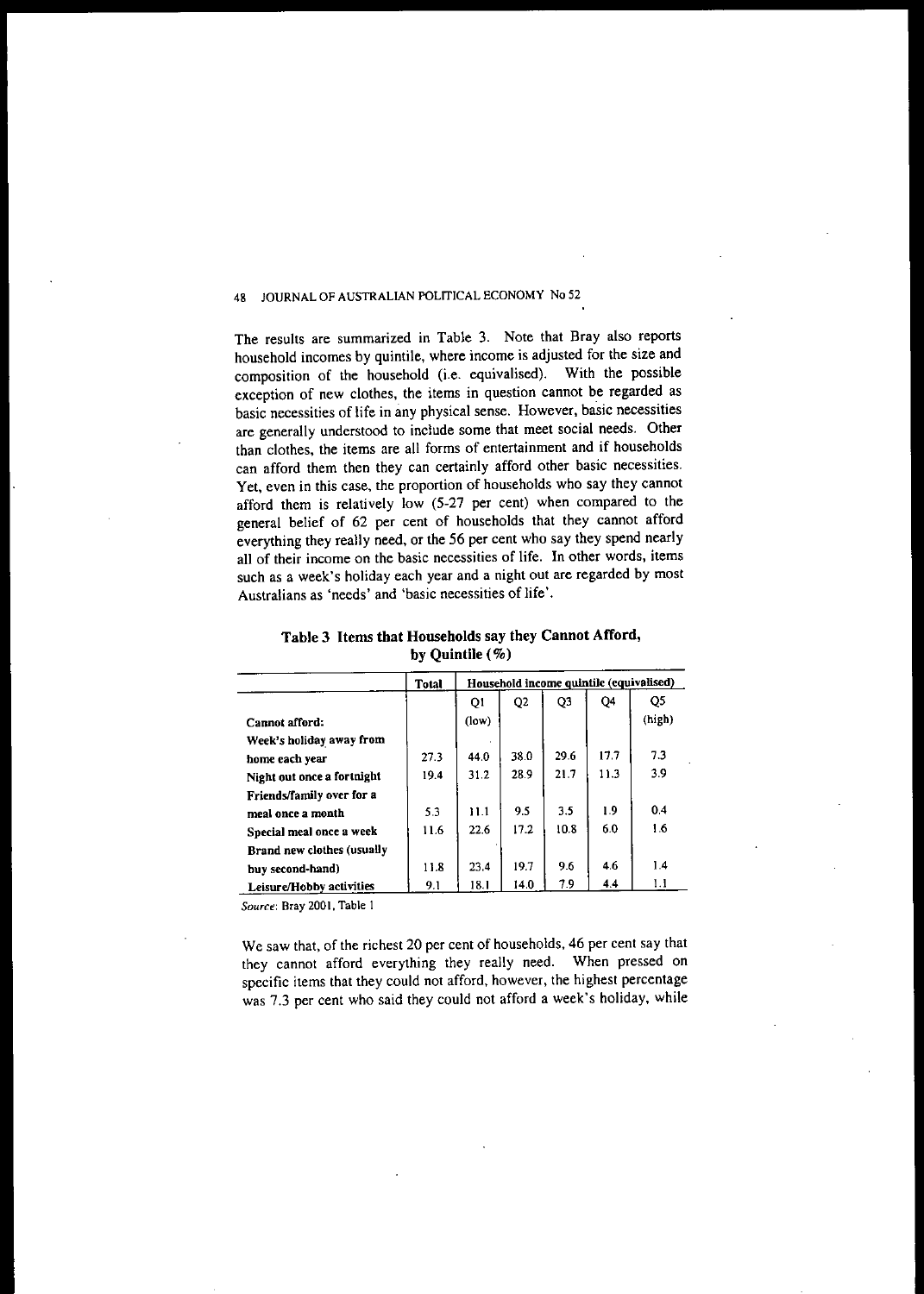The results are summarized in Table 3. Note that Bray also reports household incomes by quintile, where income is adjusted for the size and composition of the household (i.e. equivalised). With the possible exception of new clothes, the items in question cannot be regarded as basic necessities of life in any physical sense. However, basic necessities are generally understood to include some that meet social needs. Other than clothes, the items are all forms of entertainment and if households can afford them then they can certainly afford other basic necessities. Yet, even in this case, the proportion of households who say they cannot afford them is relatively low (5-27 per cent) when compared to the general belief of 62 per cent of households that they cannot afford everything they really need, or the 56 per cent who say they spend nearly all of their income on the basic necessities of life. In other words, items such as a week's holiday each year and a night out are regarded by most Australians as 'needs' and 'basic necessities of life'.

**Table 3 Items that Households say they Cannot Afford, by Quintile (%)**

| | Total | Household income quintile (equivalised) | | | | |
|---|---|---|---|---|---|---|
| | | Q1 (low) | Q2 | Q3 | Q4 | Q5 (high) |
| **Cannot afford:** | | | | | | |
| **Week's holiday away from home each year** | 27.3 | 44.0 | 38.0 | 29.6 | 17.7 | 7.3 |
| **Night out once a fortnight** | 19.4 | 31.2 | 28.9 | 21.7 | 11.3 | 3.9 |
| **Friends/family over for a meal once a month** | 5.3 | 11.1 | 9.5 | 3.5 | 1.9 | 0.4 |
| **Special meal once a week** | 11.6 | 22.6 | 17.2 | 10.8 | 6.0 | 1.6 |
| **Brand new clothes (usually buy second-hand)** | 11.8 | 23.4 | 19.7 | 9.6 | 4.6 | 1.4 |
| **Leisure/Hobby activities** | 9.1 | 18.1 | 14.0 | 7.9 | 4.4 | 1.1 |

*Source*: Bray 2001, Table 1

We saw that, of the richest 20 per cent of households, 46 per cent say that they cannot afford everything they really need. When pressed on specific items that they could not afford, however, the highest percentage was 7.3 per cent who said they could not afford a week's holiday, while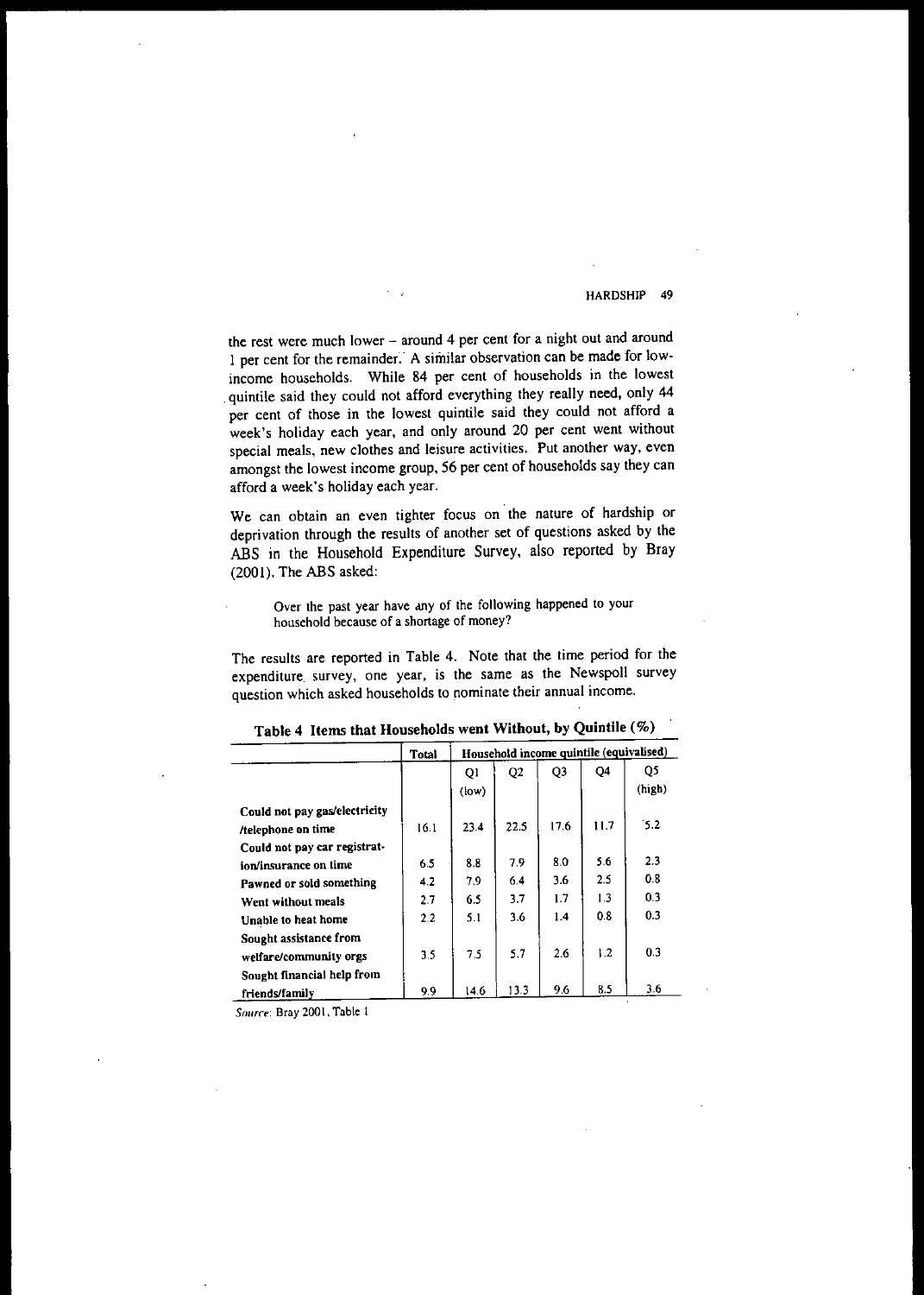the rest were much lower – around 4 per cent for a night out and around 1 per cent for the remainder. A similar observation can be made for low-income households. While 84 per cent of households in the lowest quintile said they could not afford everything they really need, only 44 per cent of those in the lowest quintile said they could not afford a week's holiday each year, and only around 20 per cent went without special meals, new clothes and leisure activities. Put another way, even amongst the lowest income group, 56 per cent of households say they can afford a week's holiday each year.

We can obtain an even tighter focus on the nature of hardship or deprivation through the results of another set of questions asked by the ABS in the Household Expenditure Survey, also reported by Bray (2001). The ABS asked:

> Over the past year have any of the following happened to your household because of a shortage of money?

The results are reported in Table 4. Note that the time period for the expenditure survey, one year, is the same as the Newspoll survey question which asked households to nominate their annual income.

**Table 4 Items that Households went Without, by Quintile (%)**

| | Total | Household income quintile (equivalised) | | | | |
|---|---|---|---|---|---|---|
| | | Q1 (low) | Q2 | Q3 | Q4 | Q5 (high) |
| **Could not pay gas/electricity /telephone on time** | 16.1 | 23.4 | 22.5 | 17.6 | 11.7 | 5.2 |
| **Could not pay car registration/insurance on time** | 6.5 | 8.8 | 7.9 | 8.0 | 5.6 | 2.3 |
| **Pawned or sold something** | 4.2 | 7.9 | 6.4 | 3.6 | 2.5 | 0.8 |
| **Went without meals** | 2.7 | 6.5 | 3.7 | 1.7 | 1.3 | 0.3 |
| **Unable to heat home** | 2.2 | 5.1 | 3.6 | 1.4 | 0.8 | 0.3 |
| **Sought assistance from welfare/community orgs** | 3.5 | 7.5 | 5.7 | 2.6 | 1.2 | 0.3 |
| **Sought financial help from friends/family** | 9.9 | 14.6 | 13.3 | 9.6 | 8.5 | 3.6 |

*Source*: Bray 2001, Table 1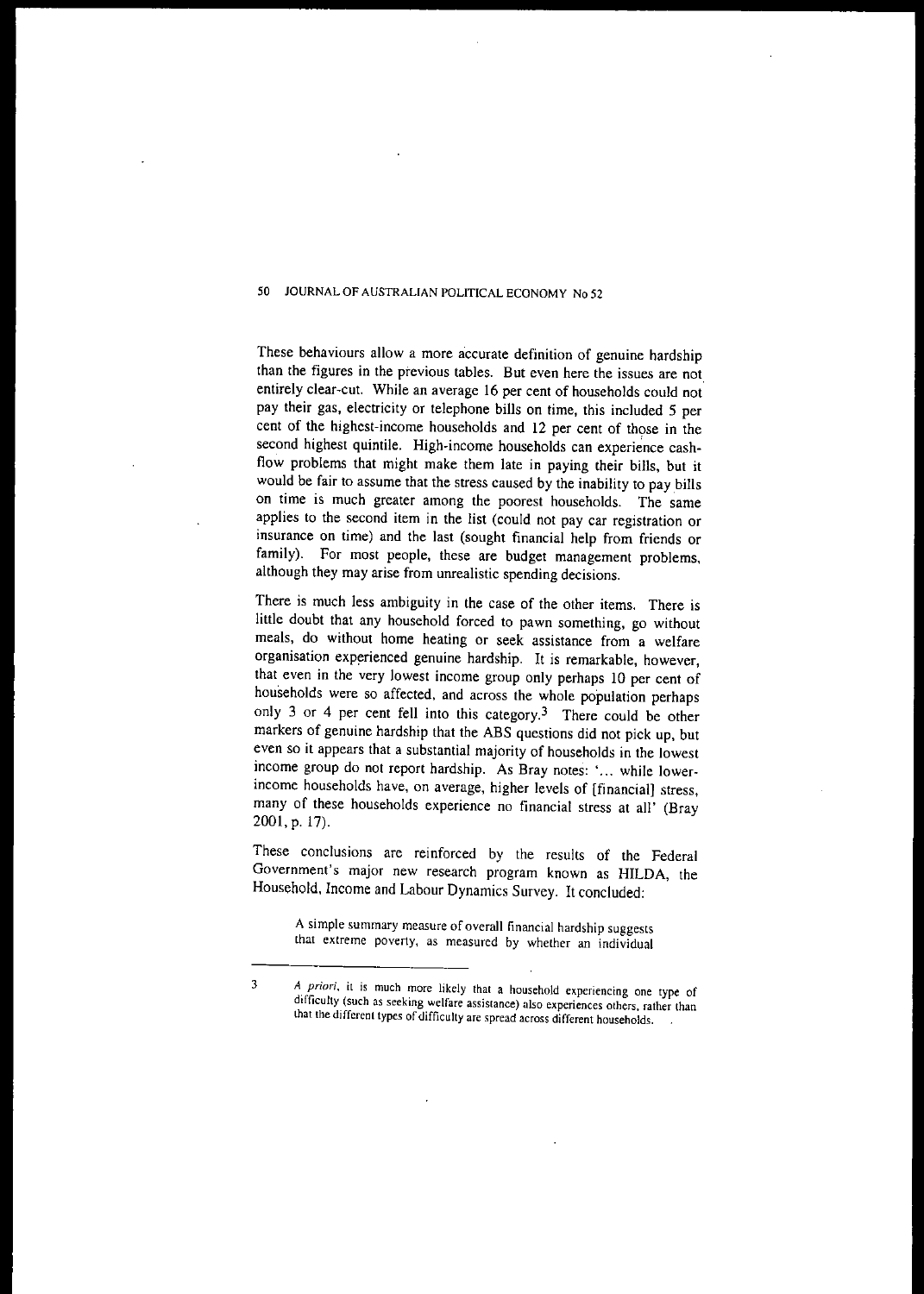These behaviours allow a more accurate definition of genuine hardship than the figures in the previous tables. But even here the issues are not entirely clear-cut. While an average 16 per cent of households could not pay their gas, electricity or telephone bills on time, this included 5 per cent of the highest-income households and 12 per cent of those in the second highest quintile. High-income households can experience cash-flow problems that might make them late in paying their bills, but it would be fair to assume that the stress caused by the inability to pay bills on time is much greater among the poorest households. The same applies to the second item in the list (could not pay car registration or insurance on time) and the last (sought financial help from friends or family). For most people, these are budget management problems, although they may arise from unrealistic spending decisions.

There is much less ambiguity in the case of the other items. There is little doubt that any household forced to pawn something, go without meals, do without home heating or seek assistance from a welfare organisation experienced genuine hardship. It is remarkable, however, that even in the very lowest income group only perhaps 10 per cent of households were so affected, and across the whole population perhaps only 3 or 4 per cent fell into this category.[3] There could be other markers of genuine hardship that the ABS questions did not pick up, but even so it appears that a substantial majority of households in the lowest income group do not report hardship. As Bray notes: '... while lower-income households have, on average, higher levels of [financial] stress, many of these households experience no financial stress at all' (Bray 2001, p. 17).

These conclusions are reinforced by the results of the Federal Government's major new research program known as HILDA, the Household, Income and Labour Dynamics Survey. It concluded:

> A simple summary measure of overall financial hardship suggests that extreme poverty, as measured by whether an individual

---

[3] *A priori*, it is much more likely that a household experiencing one type of difficulty (such as seeking welfare assistance) also experiences others, rather than that the different types of difficulty are spread across different households.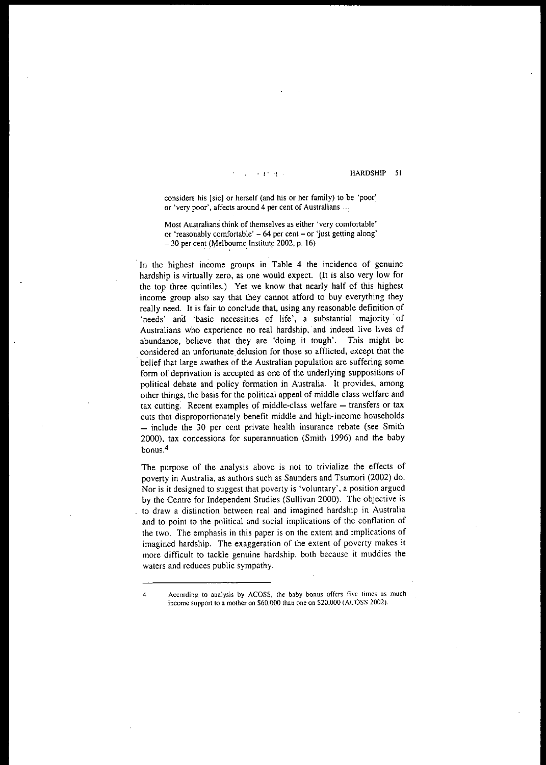> considers his [sic] or herself (and his or her family) to be 'poor' or 'very poor', affects around 4 per cent of Australians …
>
> Most Australians think of themselves as either 'very comfortable' or 'reasonably comfortable' – 64 per cent – or 'just getting along' – 30 per cent (Melbourne Institute 2002, p. 16)

In the highest income groups in Table 4 the incidence of genuine hardship is virtually zero, as one would expect. (It is also very low for the top three quintiles.) Yet we know that nearly half of this highest income group also say that they cannot afford to buy everything they really need. It is fair to conclude that, using any reasonable definition of 'needs' and 'basic necessities of life', a substantial majority of Australians who experience no real hardship, and indeed live lives of abundance, believe that they are 'doing it tough'. This might be considered an unfortunate delusion for those so afflicted, except that the belief that large swathes of the Australian population are suffering some form of deprivation is accepted as one of the underlying suppositions of political debate and policy formation in Australia. It provides, among other things, the basis for the political appeal of middle-class welfare and tax cutting. Recent examples of middle-class welfare – transfers or tax cuts that disproportionately benefit middle and high-income households – include the 30 per cent private health insurance rebate (see Smith 2000), tax concessions for superannuation (Smith 1996) and the baby bonus.[4]

The purpose of the analysis above is not to trivialize the effects of poverty in Australia, as authors such as Saunders and Tsumori (2002) do. Nor is it designed to suggest that poverty is 'voluntary', a position argued by the Centre for Independent Studies (Sullivan 2000). The objective is to draw a distinction between real and imagined hardship in Australia and to point to the political and social implications of the conflation of the two. The emphasis in this paper is on the extent and implications of imagined hardship. The exaggeration of the extent of poverty makes it more difficult to tackle genuine hardship, both because it muddies the waters and reduces public sympathy.

---

4 According to analysis by ACOSS, the baby bonus offers five times as much income support to a mother on $60,000 than one on $20,000 (ACOSS 2002).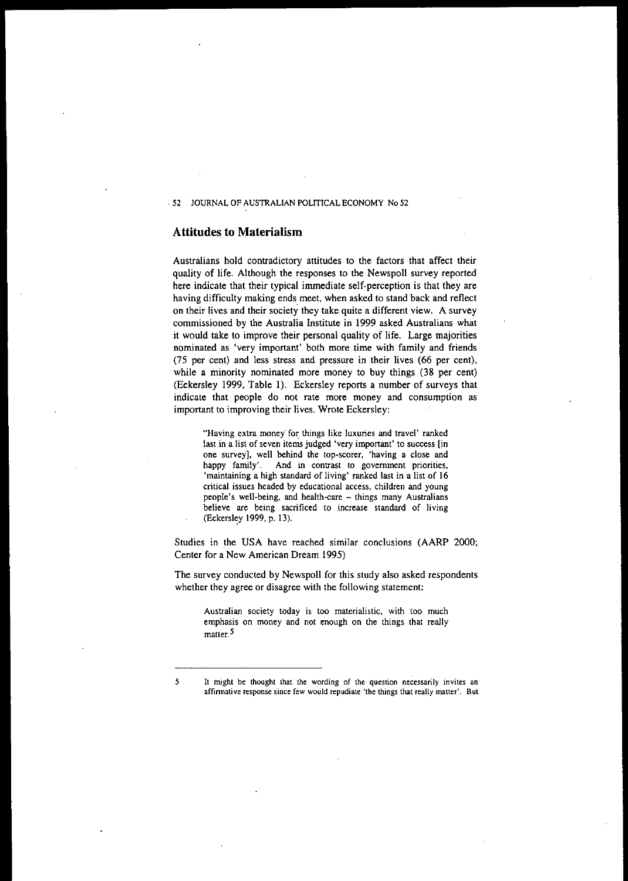## Attitudes to Materialism

Australians hold contradictory attitudes to the factors that affect their quality of life. Although the responses to the Newspoll survey reported here indicate that their typical immediate self-perception is that they are having difficulty making ends meet, when asked to stand back and reflect on their lives and their society they take quite a different view. A survey commissioned by the Australia Institute in 1999 asked Australians what it would take to improve their personal quality of life. Large majorities nominated as 'very important' both more time with family and friends (75 per cent) and less stress and pressure in their lives (66 per cent), while a minority nominated more money to buy things (38 per cent) (Eckersley 1999, Table 1). Eckersley reports a number of surveys that indicate that people do not rate more money and consumption as important to improving their lives. Wrote Eckersley:

> 'Having extra money for things like luxuries and travel' ranked last in a list of seven items judged 'very important' to success [in one survey], well behind the top-scorer, 'having a close and happy family'. And in contrast to government priorities, 'maintaining a high standard of living' ranked last in a list of 16 critical issues headed by educational access, children and young people's well-being, and health-care – things many Australians believe are being sacrificed to increase standard of living (Eckersley 1999, p. 13).

Studies in the USA have reached similar conclusions (AARP 2000; Center for a New American Dream 1995)

The survey conducted by Newspoll for this study also asked respondents whether they agree or disagree with the following statement:

> Australian society today is too materialistic, with too much emphasis on money and not enough on the things that really matter.[5]

---

5 It might be thought that the wording of the question necessarily invites an affirmative response since few would repudiate 'the things that really matter'. But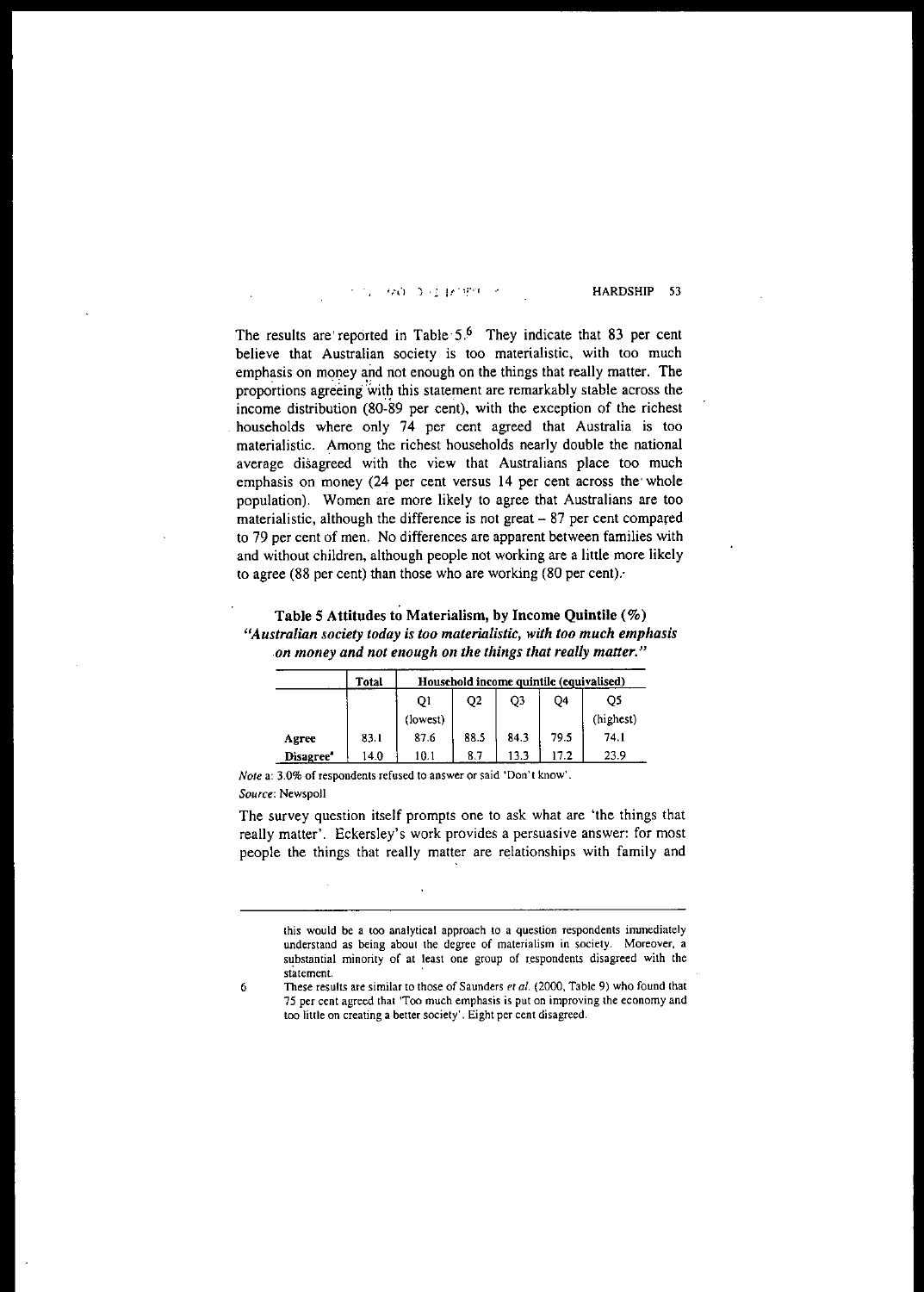The results are reported in Table 5.[6] They indicate that 83 per cent believe that Australian society is too materialistic, with too much emphasis on money and not enough on the things that really matter. The proportions agreeing with this statement are remarkably stable across the income distribution (80-89 per cent), with the exception of the richest households where only 74 per cent agreed that Australia is too materialistic. Among the richest households nearly double the national average disagreed with the view that Australians place too much emphasis on money (24 per cent versus 14 per cent across the whole population). Women are more likely to agree that Australians are too materialistic, although the difference is not great – 87 per cent compared to 79 per cent of men. No differences are apparent between families with and without children, although people not working are a little more likely to agree (88 per cent) than those who are working (80 per cent).

**Table 5 Attitudes to Materialism, by Income Quintile (%)**
***"Australian society today is too materialistic, with too much emphasis on money and not enough on the things that really matter."***

| | Total | Household income quintile (equivalised) | | | | |
|---|---|---|---|---|---|---|
| | | Q1 (lowest) | Q2 | Q3 | Q4 | Q5 (highest) |
| **Agree** | 83.1 | 87.6 | 88.5 | 84.3 | 79.5 | 74.1 |
| **Disagree**[a] | 14.0 | 10.1 | 8.7 | 13.3 | 17.2 | 23.9 |

*Note* a: 3.0% of respondents refused to answer or said 'Don't know'.
*Source*: Newspoll

The survey question itself prompts one to ask what are 'the things that really matter'. Eckersley's work provides a persuasive answer: for most people the things that really matter are relationships with family and

---

this would be a too analytical approach to a question respondents immediately understand as being about the degree of materialism in society. Moreover, a substantial minority of at least one group of respondents disagreed with the statement.

6 These results are similar to those of Saunders *et al.* (2000, Table 9) who found that 75 per cent agreed that 'Too much emphasis is put on improving the economy and too little on creating a better society'. Eight per cent disagreed.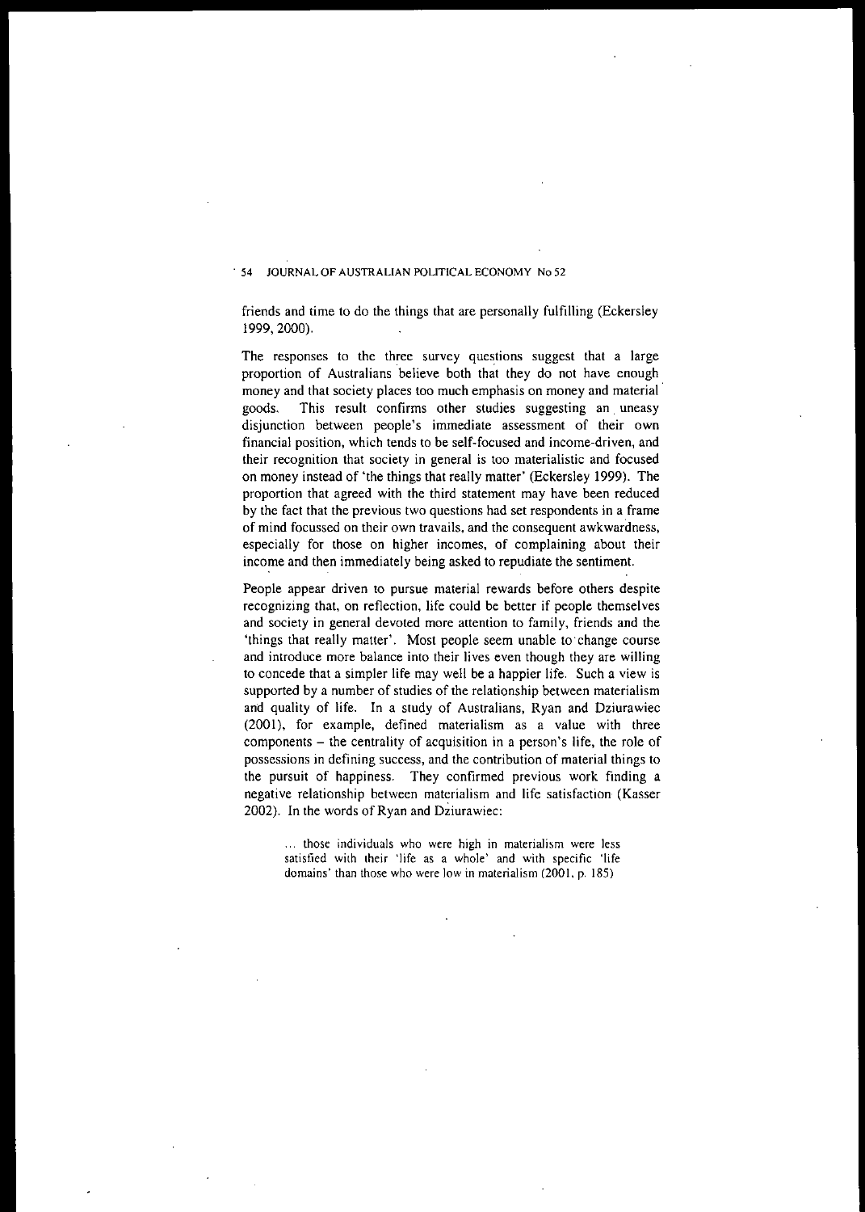friends and time to do the things that are personally fulfilling (Eckersley 1999, 2000).

The responses to the three survey questions suggest that a large proportion of Australians believe both that they do not have enough money and that society places too much emphasis on money and material goods. This result confirms other studies suggesting an uneasy disjunction between people's immediate assessment of their own financial position, which tends to be self-focused and income-driven, and their recognition that society in general is too materialistic and focused on money instead of 'the things that really matter' (Eckersley 1999). The proportion that agreed with the third statement may have been reduced by the fact that the previous two questions had set respondents in a frame of mind focussed on their own travails, and the consequent awkwardness, especially for those on higher incomes, of complaining about their income and then immediately being asked to repudiate the sentiment.

People appear driven to pursue material rewards before others despite recognizing that, on reflection, life could be better if people themselves and society in general devoted more attention to family, friends and the 'things that really matter'. Most people seem unable to change course and introduce more balance into their lives even though they are willing to concede that a simpler life may well be a happier life. Such a view is supported by a number of studies of the relationship between materialism and quality of life. In a study of Australians, Ryan and Dziurawiec (2001), for example, defined materialism as a value with three components – the centrality of acquisition in a person's life, the role of possessions in defining success, and the contribution of material things to the pursuit of happiness. They confirmed previous work finding a negative relationship between materialism and life satisfaction (Kasser 2002). In the words of Ryan and Dziurawiec:

> … those individuals who were high in materialism were less satisfied with their 'life as a whole' and with specific 'life domains' than those who were low in materialism (2001, p. 185)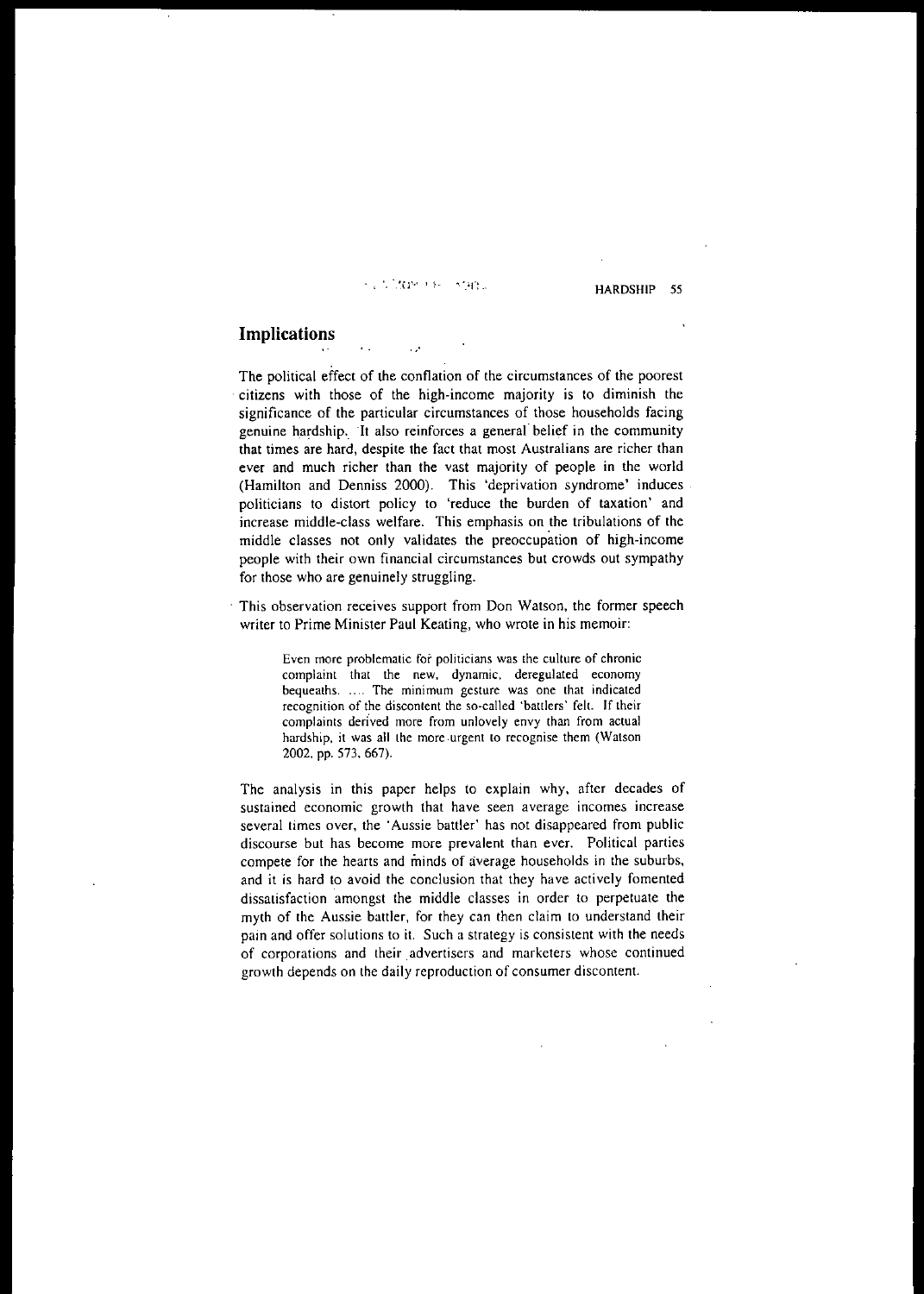## Implications

The political effect of the conflation of the circumstances of the poorest citizens with those of the high-income majority is to diminish the significance of the particular circumstances of those households facing genuine hardship. It also reinforces a general belief in the community that times are hard, despite the fact that most Australians are richer than ever and much richer than the vast majority of people in the world (Hamilton and Denniss 2000). This 'deprivation syndrome' induces politicians to distort policy to 'reduce the burden of taxation' and increase middle-class welfare. This emphasis on the tribulations of the middle classes not only validates the preoccupation of high-income people with their own financial circumstances but crowds out sympathy for those who are genuinely struggling.

This observation receives support from Don Watson, the former speech writer to Prime Minister Paul Keating, who wrote in his memoir:

> Even more problematic for politicians was the culture of chronic complaint that the new, dynamic, deregulated economy bequeaths. .... The minimum gesture was one that indicated recognition of the discontent the so-called 'battlers' felt. If their complaints derived more from unlovely envy than from actual hardship, it was all the more urgent to recognise them (Watson 2002, pp. 573, 667).

The analysis in this paper helps to explain why, after decades of sustained economic growth that have seen average incomes increase several times over, the 'Aussie battler' has not disappeared from public discourse but has become more prevalent than ever. Political parties compete for the hearts and minds of average households in the suburbs, and it is hard to avoid the conclusion that they have actively fomented dissatisfaction amongst the middle classes in order to perpetuate the myth of the Aussie battler, for they can then claim to understand their pain and offer solutions to it. Such a strategy is consistent with the needs of corporations and their advertisers and marketers whose continued growth depends on the daily reproduction of consumer discontent.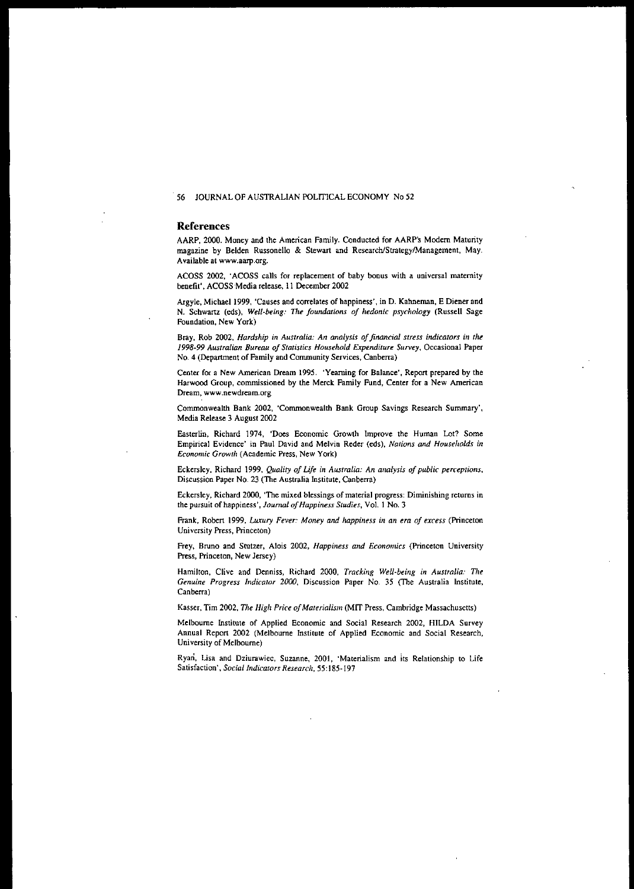## References

AARP, 2000. Money and the American Family. Conducted for AARP's Modern Maturity magazine by Belden Russonello & Stewart and Research/Strategy/Management, May. Available at www.aarp.org.

ACOSS 2002, 'ACOSS calls for replacement of baby bonus with a universal maternity benefit', ACOSS Media release, 11 December 2002

Argyle, Michael 1999, 'Causes and correlates of happiness', in D. Kahneman, E Diener and N. Schwartz (eds), *Well-being: The foundations of hedonic psychology* (Russell Sage Foundation, New York)

Bray, Rob 2002, *Hardship in Australia: An analysis of financial stress indicators in the 1998-99 Australian Bureau of Statistics Household Expenditure Survey*, Occasional Paper No. 4 (Department of Family and Community Services, Canberra)

Center for a New American Dream 1995. 'Yearning for Balance', Report prepared by the Harwood Group, commissioned by the Merck Family Fund, Center for a New American Dream, www.newdream.org

Commonwealth Bank 2002, 'Commonwealth Bank Group Savings Research Summary', Media Release 3 August 2002

Easterlin, Richard 1974, 'Does Economic Growth Improve the Human Lot? Some Empirical Evidence' in Paul David and Melvin Reder (eds), *Nations and Households in Economic Growth* (Academic Press, New York)

Eckersley, Richard 1999, *Quality of Life in Australia: An analysis of public perceptions*, Discussion Paper No. 23 (The Australia Institute, Canberra)

Eckersley, Richard 2000, 'The mixed blessings of material progress: Diminishing returns in the pursuit of happiness', *Journal of Happiness Studies*, Vol. 1 No. 3

Frank, Robert 1999, *Luxury Fever: Money and happiness in an era of excess* (Princeton University Press, Princeton)

Frey, Bruno and Stutzer, Alois 2002, *Happiness and Economics* (Princeton University Press, Princeton, New Jersey)

Hamilton, Clive and Denniss, Richard 2000, *Tracking Well-being in Australia: The Genuine Progress Indicator 2000*, Discussion Paper No. 35 (The Australia Institute, Canberra)

Kasser, Tim 2002, *The High Price of Materialism* (MIT Press, Cambridge Massachusetts)

Melbourne Institute of Applied Economic and Social Research 2002, HILDA Survey Annual Report 2002 (Melbourne Institute of Applied Economic and Social Research, University of Melbourne)

Ryan, Lisa and Dziurawiec, Suzanne, 2001, 'Materialism and its Relationship to Life Satisfaction', *Social Indicators Research*, 55:185-197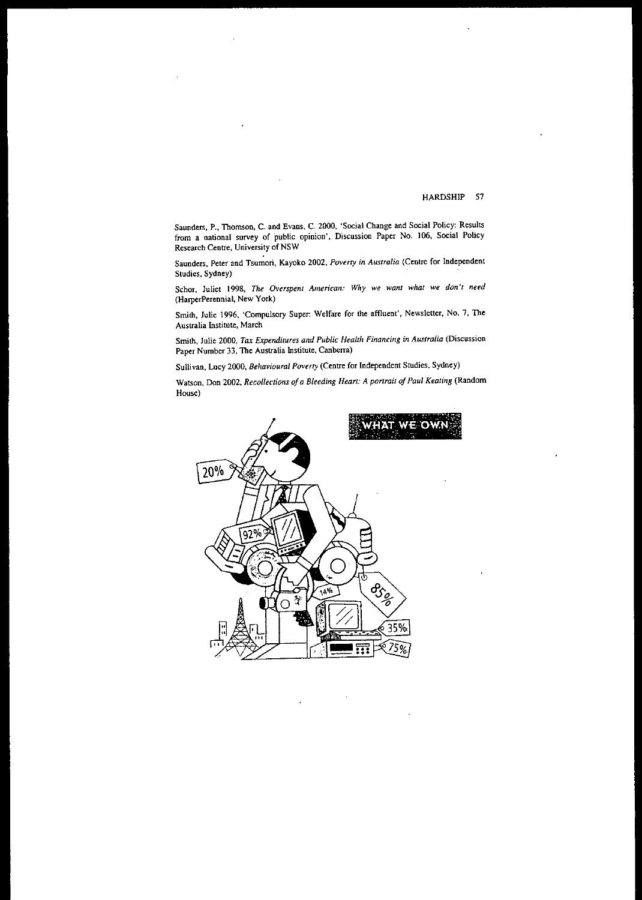Saunders, P., Thomson, C. and Evans, C. 2000, 'Social Change and Social Policy: Results from a national survey of public opinion', Discussion Paper No. 106, Social Policy Research Centre, University of NSW

Saunders, Peter and Tsumori, Kayoko 2002, *Poverty in Australia* (Centre for Independent Studies, Sydney)

Schor, Juliet 1998, *The Overspent American: Why we want what we don't need* (HarperPerennial, New York)

Smith, Julie 1996, 'Compulsory Super: Welfare for the affluent', Newsletter, No. 7, The Australia Institute, March

Smith, Julie 2000, *Tax Expenditures and Public Health Financing in Australia* (Discussion Paper Number 33, The Australia Institute, Canberra)

Sullivan, Lucy 2000, *Behavioural Poverty* (Centre for Independent Studies, Sydney)

Watson, Don 2002, *Recollections of a Bleeding Heart: A portrait of Paul Keating* (Random House)

WHAT WE OWN

20%

92%

14%

85%

35%

75%